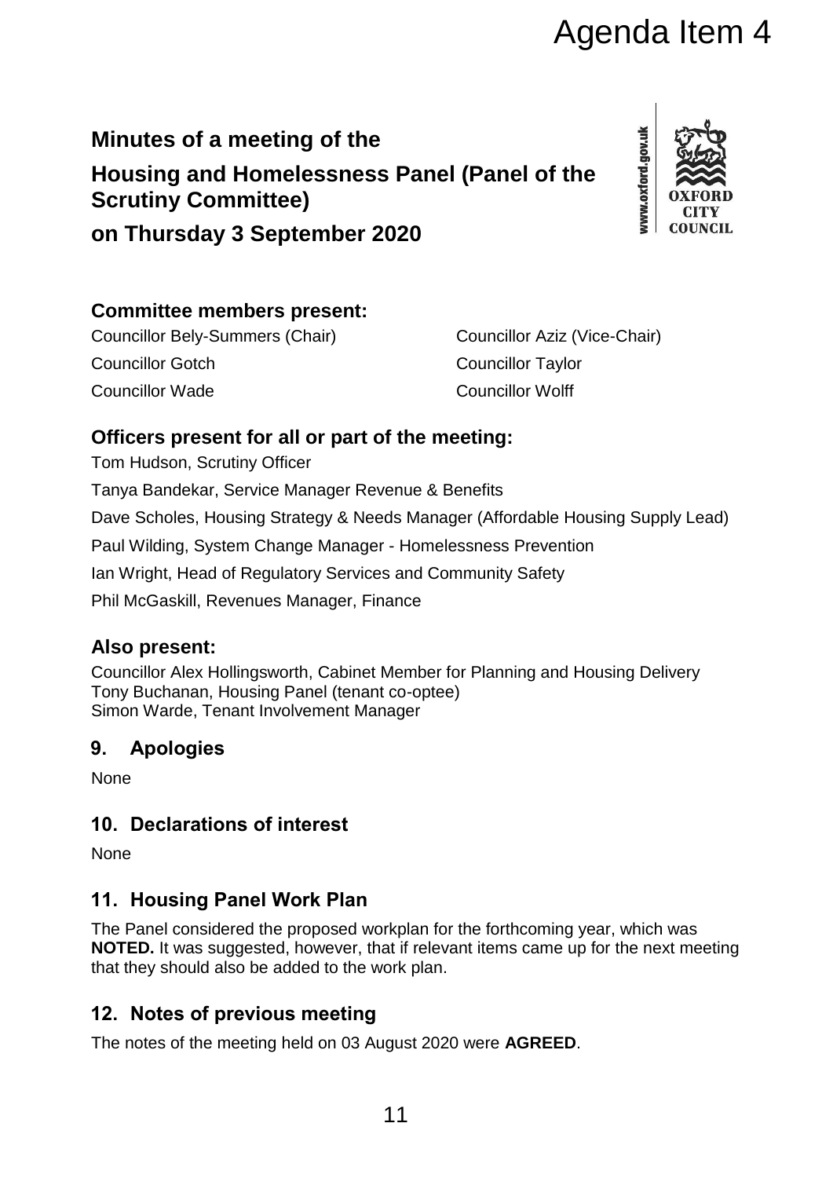Agenda Item 4

# Minutes of a meeting of the Housing and Homelessness Panel (Panel of the Scrutiny Committee) on Thursday 3 September 2020

## Committee members present:

Councillor Bely-Summers (Chair)
Councillor Aziz (Vice-Chair)
Councillor Gotch
Councillor Taylor
Councillor Wade
Councillor Wolff

## Officers present for all or part of the meeting:

Tom Hudson, Scrutiny Officer
Tanya Bandekar, Service Manager Revenue & Benefits
Dave Scholes, Housing Strategy & Needs Manager (Affordable Housing Supply Lead)
Paul Wilding, System Change Manager - Homelessness Prevention
Ian Wright, Head of Regulatory Services and Community Safety
Phil McGaskill, Revenues Manager, Finance

## Also present:

Councillor Alex Hollingsworth, Cabinet Member for Planning and Housing Delivery
Tony Buchanan, Housing Panel (tenant co-optee)
Simon Warde, Tenant Involvement Manager

## 9. Apologies

None

## 10. Declarations of interest

None

## 11. Housing Panel Work Plan

The Panel considered the proposed workplan for the forthcoming year, which was **NOTED.** It was suggested, however, that if relevant items came up for the next meeting that they should also be added to the work plan.

## 12. Notes of previous meeting

The notes of the meeting held on 03 August 2020 were **AGREED**.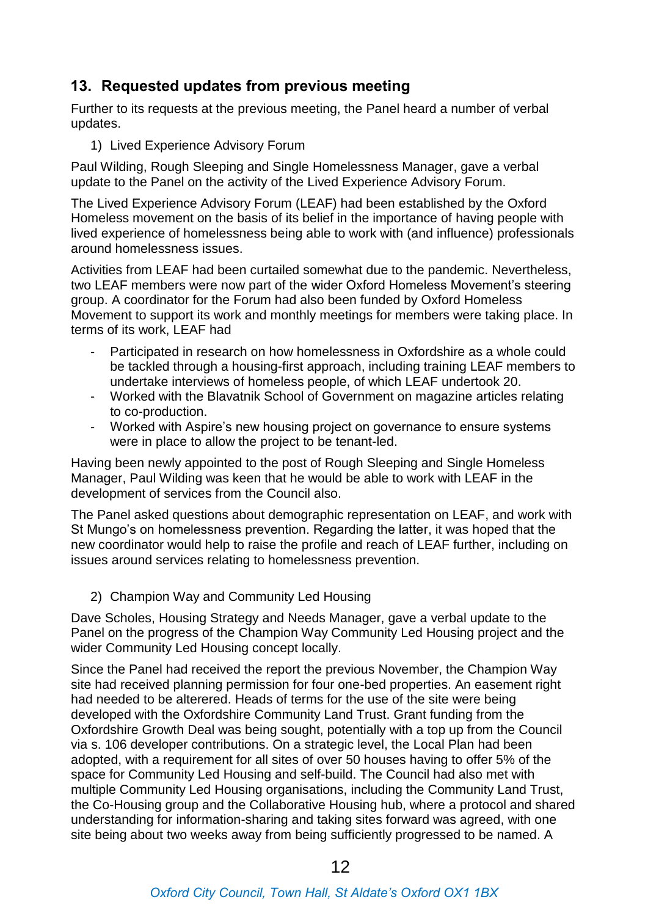## 13. Requested updates from previous meeting

Further to its requests at the previous meeting, the Panel heard a number of verbal updates.

1) Lived Experience Advisory Forum

Paul Wilding, Rough Sleeping and Single Homelessness Manager, gave a verbal update to the Panel on the activity of the Lived Experience Advisory Forum.

The Lived Experience Advisory Forum (LEAF) had been established by the Oxford Homeless movement on the basis of its belief in the importance of having people with lived experience of homelessness being able to work with (and influence) professionals around homelessness issues.

Activities from LEAF had been curtailed somewhat due to the pandemic. Nevertheless, two LEAF members were now part of the wider Oxford Homeless Movement's steering group. A coordinator for the Forum had also been funded by Oxford Homeless Movement to support its work and monthly meetings for members were taking place. In terms of its work, LEAF had

- Participated in research on how homelessness in Oxfordshire as a whole could be tackled through a housing-first approach, including training LEAF members to undertake interviews of homeless people, of which LEAF undertook 20.
- Worked with the Blavatnik School of Government on magazine articles relating to co-production.
- Worked with Aspire's new housing project on governance to ensure systems were in place to allow the project to be tenant-led.

Having been newly appointed to the post of Rough Sleeping and Single Homeless Manager, Paul Wilding was keen that he would be able to work with LEAF in the development of services from the Council also.

The Panel asked questions about demographic representation on LEAF, and work with St Mungo's on homelessness prevention. Regarding the latter, it was hoped that the new coordinator would help to raise the profile and reach of LEAF further, including on issues around services relating to homelessness prevention.

2) Champion Way and Community Led Housing

Dave Scholes, Housing Strategy and Needs Manager, gave a verbal update to the Panel on the progress of the Champion Way Community Led Housing project and the wider Community Led Housing concept locally.

Since the Panel had received the report the previous November, the Champion Way site had received planning permission for four one-bed properties. An easement right had needed to be alterered. Heads of terms for the use of the site were being developed with the Oxfordshire Community Land Trust. Grant funding from the Oxfordshire Growth Deal was being sought, potentially with a top up from the Council via s. 106 developer contributions. On a strategic level, the Local Plan had been adopted, with a requirement for all sites of over 50 houses having to offer 5% of the space for Community Led Housing and self-build. The Council had also met with multiple Community Led Housing organisations, including the Community Land Trust, the Co-Housing group and the Collaborative Housing hub, where a protocol and shared understanding for information-sharing and taking sites forward was agreed, with one site being about two weeks away from being sufficiently progressed to be named. A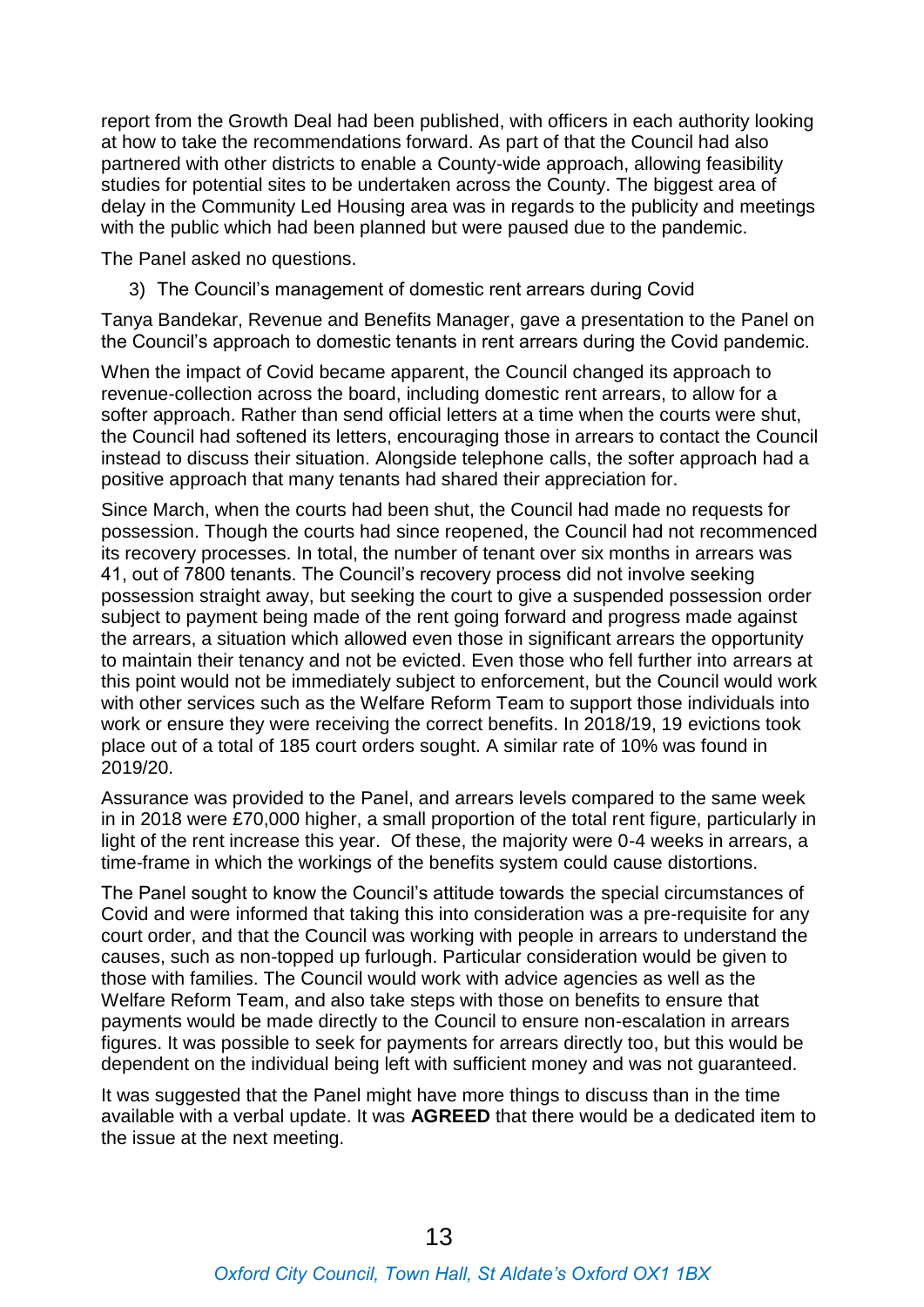report from the Growth Deal had been published, with officers in each authority looking at how to take the recommendations forward. As part of that the Council had also partnered with other districts to enable a County-wide approach, allowing feasibility studies for potential sites to be undertaken across the County. The biggest area of delay in the Community Led Housing area was in regards to the publicity and meetings with the public which had been planned but were paused due to the pandemic.

The Panel asked no questions.

3) The Council's management of domestic rent arrears during Covid

Tanya Bandekar, Revenue and Benefits Manager, gave a presentation to the Panel on the Council's approach to domestic tenants in rent arrears during the Covid pandemic.

When the impact of Covid became apparent, the Council changed its approach to revenue-collection across the board, including domestic rent arrears, to allow for a softer approach. Rather than send official letters at a time when the courts were shut, the Council had softened its letters, encouraging those in arrears to contact the Council instead to discuss their situation. Alongside telephone calls, the softer approach had a positive approach that many tenants had shared their appreciation for.

Since March, when the courts had been shut, the Council had made no requests for possession. Though the courts had since reopened, the Council had not recommenced its recovery processes. In total, the number of tenant over six months in arrears was 41, out of 7800 tenants. The Council's recovery process did not involve seeking possession straight away, but seeking the court to give a suspended possession order subject to payment being made of the rent going forward and progress made against the arrears, a situation which allowed even those in significant arrears the opportunity to maintain their tenancy and not be evicted. Even those who fell further into arrears at this point would not be immediately subject to enforcement, but the Council would work with other services such as the Welfare Reform Team to support those individuals into work or ensure they were receiving the correct benefits. In 2018/19, 19 evictions took place out of a total of 185 court orders sought. A similar rate of 10% was found in 2019/20.

Assurance was provided to the Panel, and arrears levels compared to the same week in in 2018 were £70,000 higher, a small proportion of the total rent figure, particularly in light of the rent increase this year. Of these, the majority were 0-4 weeks in arrears, a time-frame in which the workings of the benefits system could cause distortions.

The Panel sought to know the Council's attitude towards the special circumstances of Covid and were informed that taking this into consideration was a pre-requisite for any court order, and that the Council was working with people in arrears to understand the causes, such as non-topped up furlough. Particular consideration would be given to those with families. The Council would work with advice agencies as well as the Welfare Reform Team, and also take steps with those on benefits to ensure that payments would be made directly to the Council to ensure non-escalation in arrears figures. It was possible to seek for payments for arrears directly too, but this would be dependent on the individual being left with sufficient money and was not guaranteed.

It was suggested that the Panel might have more things to discuss than in the time available with a verbal update. It was **AGREED** that there would be a dedicated item to the issue at the next meeting.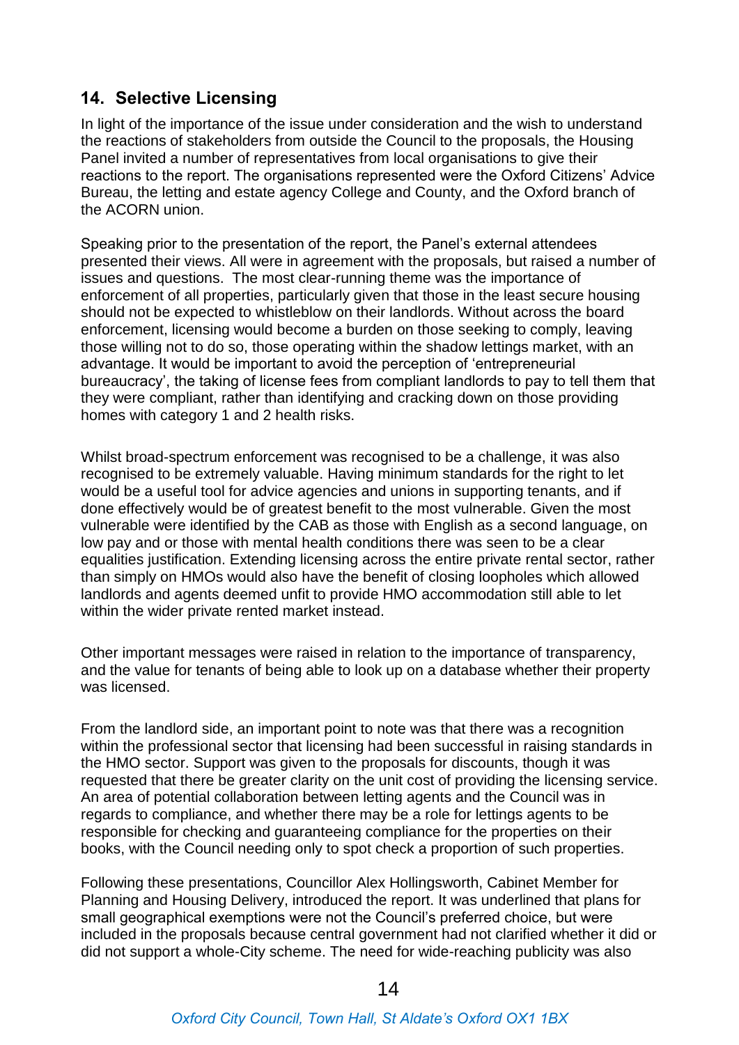## 14. Selective Licensing

In light of the importance of the issue under consideration and the wish to understand the reactions of stakeholders from outside the Council to the proposals, the Housing Panel invited a number of representatives from local organisations to give their reactions to the report. The organisations represented were the Oxford Citizens' Advice Bureau, the letting and estate agency College and County, and the Oxford branch of the ACORN union.

Speaking prior to the presentation of the report, the Panel's external attendees presented their views. All were in agreement with the proposals, but raised a number of issues and questions. The most clear-running theme was the importance of enforcement of all properties, particularly given that those in the least secure housing should not be expected to whistleblow on their landlords. Without across the board enforcement, licensing would become a burden on those seeking to comply, leaving those willing not to do so, those operating within the shadow lettings market, with an advantage. It would be important to avoid the perception of 'entrepreneurial bureaucracy', the taking of license fees from compliant landlords to pay to tell them that they were compliant, rather than identifying and cracking down on those providing homes with category 1 and 2 health risks.

Whilst broad-spectrum enforcement was recognised to be a challenge, it was also recognised to be extremely valuable. Having minimum standards for the right to let would be a useful tool for advice agencies and unions in supporting tenants, and if done effectively would be of greatest benefit to the most vulnerable. Given the most vulnerable were identified by the CAB as those with English as a second language, on low pay and or those with mental health conditions there was seen to be a clear equalities justification. Extending licensing across the entire private rental sector, rather than simply on HMOs would also have the benefit of closing loopholes which allowed landlords and agents deemed unfit to provide HMO accommodation still able to let within the wider private rented market instead.

Other important messages were raised in relation to the importance of transparency, and the value for tenants of being able to look up on a database whether their property was licensed.

From the landlord side, an important point to note was that there was a recognition within the professional sector that licensing had been successful in raising standards in the HMO sector. Support was given to the proposals for discounts, though it was requested that there be greater clarity on the unit cost of providing the licensing service. An area of potential collaboration between letting agents and the Council was in regards to compliance, and whether there may be a role for lettings agents to be responsible for checking and guaranteeing compliance for the properties on their books, with the Council needing only to spot check a proportion of such properties.

Following these presentations, Councillor Alex Hollingsworth, Cabinet Member for Planning and Housing Delivery, introduced the report. It was underlined that plans for small geographical exemptions were not the Council's preferred choice, but were included in the proposals because central government had not clarified whether it did or did not support a whole-City scheme. The need for wide-reaching publicity was also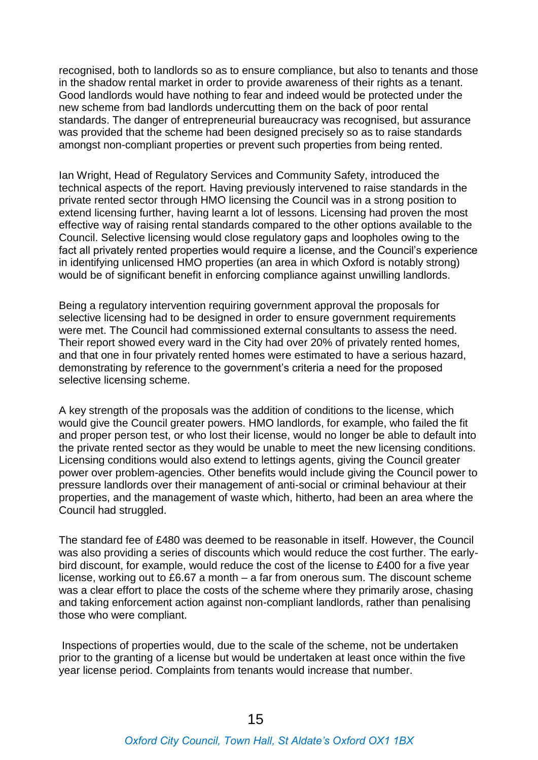recognised, both to landlords so as to ensure compliance, but also to tenants and those in the shadow rental market in order to provide awareness of their rights as a tenant. Good landlords would have nothing to fear and indeed would be protected under the new scheme from bad landlords undercutting them on the back of poor rental standards. The danger of entrepreneurial bureaucracy was recognised, but assurance was provided that the scheme had been designed precisely so as to raise standards amongst non-compliant properties or prevent such properties from being rented.

Ian Wright, Head of Regulatory Services and Community Safety, introduced the technical aspects of the report. Having previously intervened to raise standards in the private rented sector through HMO licensing the Council was in a strong position to extend licensing further, having learnt a lot of lessons. Licensing had proven the most effective way of raising rental standards compared to the other options available to the Council. Selective licensing would close regulatory gaps and loopholes owing to the fact all privately rented properties would require a license, and the Council's experience in identifying unlicensed HMO properties (an area in which Oxford is notably strong) would be of significant benefit in enforcing compliance against unwilling landlords.

Being a regulatory intervention requiring government approval the proposals for selective licensing had to be designed in order to ensure government requirements were met. The Council had commissioned external consultants to assess the need. Their report showed every ward in the City had over 20% of privately rented homes, and that one in four privately rented homes were estimated to have a serious hazard, demonstrating by reference to the government's criteria a need for the proposed selective licensing scheme.

A key strength of the proposals was the addition of conditions to the license, which would give the Council greater powers. HMO landlords, for example, who failed the fit and proper person test, or who lost their license, would no longer be able to default into the private rented sector as they would be unable to meet the new licensing conditions. Licensing conditions would also extend to lettings agents, giving the Council greater power over problem-agencies. Other benefits would include giving the Council power to pressure landlords over their management of anti-social or criminal behaviour at their properties, and the management of waste which, hitherto, had been an area where the Council had struggled.

The standard fee of £480 was deemed to be reasonable in itself. However, the Council was also providing a series of discounts which would reduce the cost further. The early-bird discount, for example, would reduce the cost of the license to £400 for a five year license, working out to £6.67 a month – a far from onerous sum. The discount scheme was a clear effort to place the costs of the scheme where they primarily arose, chasing and taking enforcement action against non-compliant landlords, rather than penalising those who were compliant.

Inspections of properties would, due to the scale of the scheme, not be undertaken prior to the granting of a license but would be undertaken at least once within the five year license period. Complaints from tenants would increase that number.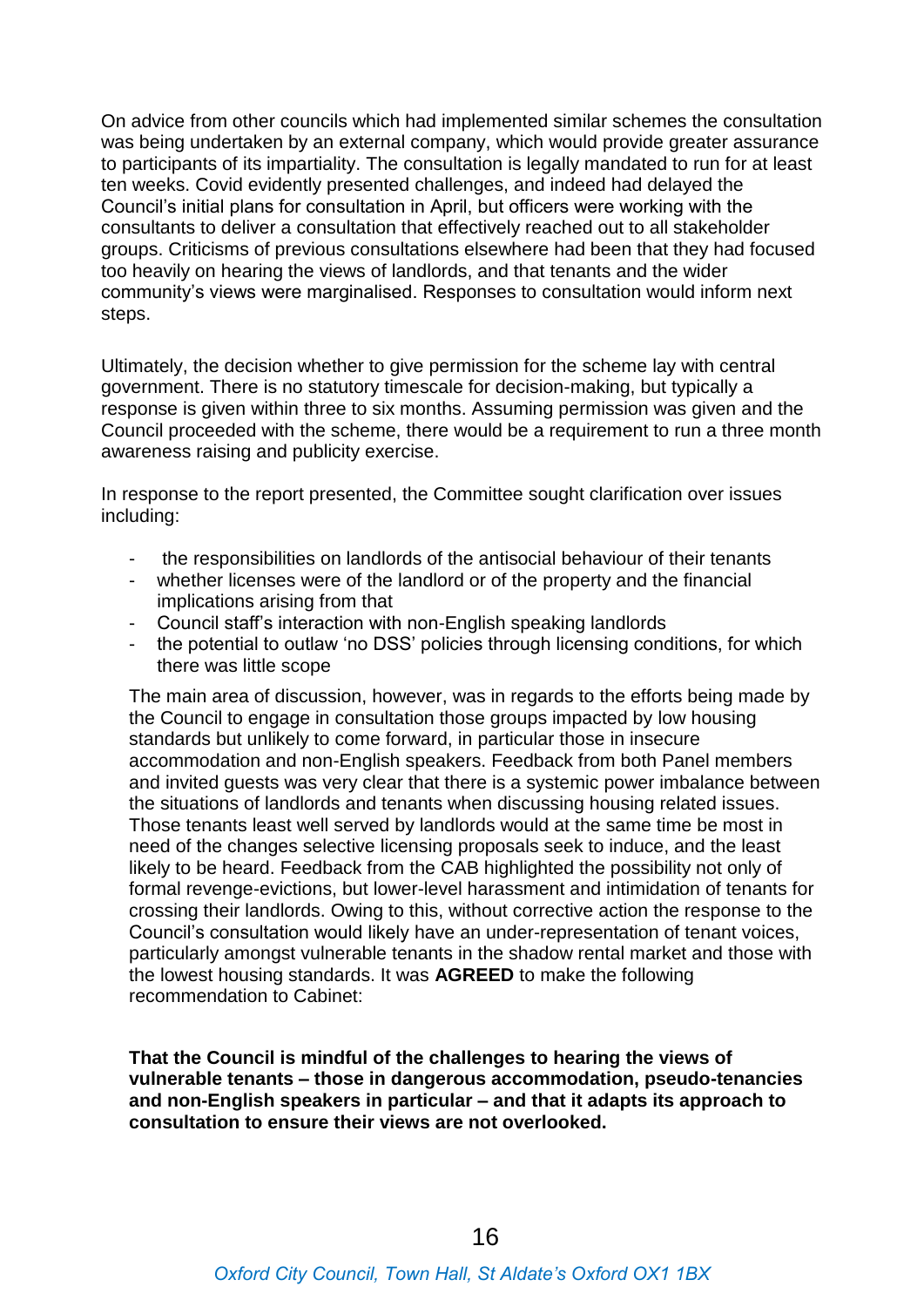On advice from other councils which had implemented similar schemes the consultation was being undertaken by an external company, which would provide greater assurance to participants of its impartiality. The consultation is legally mandated to run for at least ten weeks. Covid evidently presented challenges, and indeed had delayed the Council's initial plans for consultation in April, but officers were working with the consultants to deliver a consultation that effectively reached out to all stakeholder groups. Criticisms of previous consultations elsewhere had been that they had focused too heavily on hearing the views of landlords, and that tenants and the wider community's views were marginalised. Responses to consultation would inform next steps.

Ultimately, the decision whether to give permission for the scheme lay with central government. There is no statutory timescale for decision-making, but typically a response is given within three to six months. Assuming permission was given and the Council proceeded with the scheme, there would be a requirement to run a three month awareness raising and publicity exercise.

In response to the report presented, the Committee sought clarification over issues including:

- the responsibilities on landlords of the antisocial behaviour of their tenants
- whether licenses were of the landlord or of the property and the financial implications arising from that
- Council staff's interaction with non-English speaking landlords
- the potential to outlaw 'no DSS' policies through licensing conditions, for which there was little scope

The main area of discussion, however, was in regards to the efforts being made by the Council to engage in consultation those groups impacted by low housing standards but unlikely to come forward, in particular those in insecure accommodation and non-English speakers. Feedback from both Panel members and invited guests was very clear that there is a systemic power imbalance between the situations of landlords and tenants when discussing housing related issues. Those tenants least well served by landlords would at the same time be most in need of the changes selective licensing proposals seek to induce, and the least likely to be heard. Feedback from the CAB highlighted the possibility not only of formal revenge-evictions, but lower-level harassment and intimidation of tenants for crossing their landlords. Owing to this, without corrective action the response to the Council's consultation would likely have an under-representation of tenant voices, particularly amongst vulnerable tenants in the shadow rental market and those with the lowest housing standards. It was **AGREED** to make the following recommendation to Cabinet:

**That the Council is mindful of the challenges to hearing the views of vulnerable tenants – those in dangerous accommodation, pseudo-tenancies and non-English speakers in particular – and that it adapts its approach to consultation to ensure their views are not overlooked.**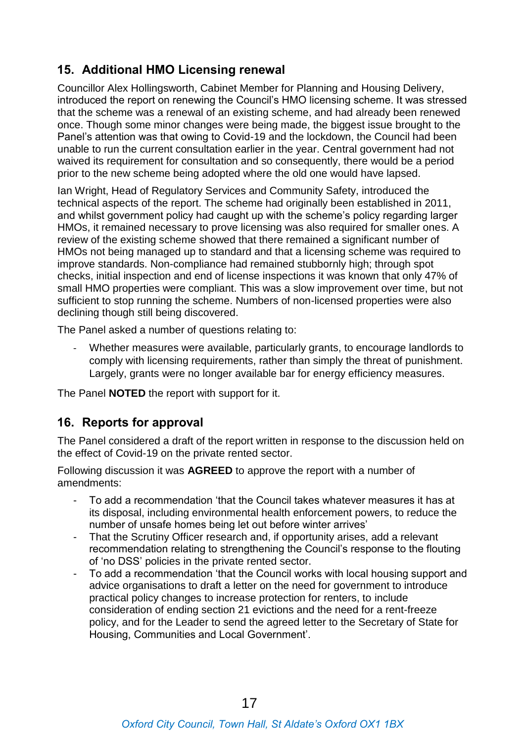## 15. Additional HMO Licensing renewal

Councillor Alex Hollingsworth, Cabinet Member for Planning and Housing Delivery, introduced the report on renewing the Council's HMO licensing scheme. It was stressed that the scheme was a renewal of an existing scheme, and had already been renewed once. Though some minor changes were being made, the biggest issue brought to the Panel's attention was that owing to Covid-19 and the lockdown, the Council had been unable to run the current consultation earlier in the year. Central government had not waived its requirement for consultation and so consequently, there would be a period prior to the new scheme being adopted where the old one would have lapsed.

Ian Wright, Head of Regulatory Services and Community Safety, introduced the technical aspects of the report. The scheme had originally been established in 2011, and whilst government policy had caught up with the scheme's policy regarding larger HMOs, it remained necessary to prove licensing was also required for smaller ones. A review of the existing scheme showed that there remained a significant number of HMOs not being managed up to standard and that a licensing scheme was required to improve standards. Non-compliance had remained stubbornly high; through spot checks, initial inspection and end of license inspections it was known that only 47% of small HMO properties were compliant. This was a slow improvement over time, but not sufficient to stop running the scheme. Numbers of non-licensed properties were also declining though still being discovered.

The Panel asked a number of questions relating to:

- Whether measures were available, particularly grants, to encourage landlords to comply with licensing requirements, rather than simply the threat of punishment. Largely, grants were no longer available bar for energy efficiency measures.

The Panel **NOTED** the report with support for it.

## 16. Reports for approval

The Panel considered a draft of the report written in response to the discussion held on the effect of Covid-19 on the private rented sector.

Following discussion it was **AGREED** to approve the report with a number of amendments:

- To add a recommendation 'that the Council takes whatever measures it has at its disposal, including environmental health enforcement powers, to reduce the number of unsafe homes being let out before winter arrives'
- That the Scrutiny Officer research and, if opportunity arises, add a relevant recommendation relating to strengthening the Council's response to the flouting of 'no DSS' policies in the private rented sector.
- To add a recommendation 'that the Council works with local housing support and advice organisations to draft a letter on the need for government to introduce practical policy changes to increase protection for renters, to include consideration of ending section 21 evictions and the need for a rent-freeze policy, and for the Leader to send the agreed letter to the Secretary of State for Housing, Communities and Local Government'.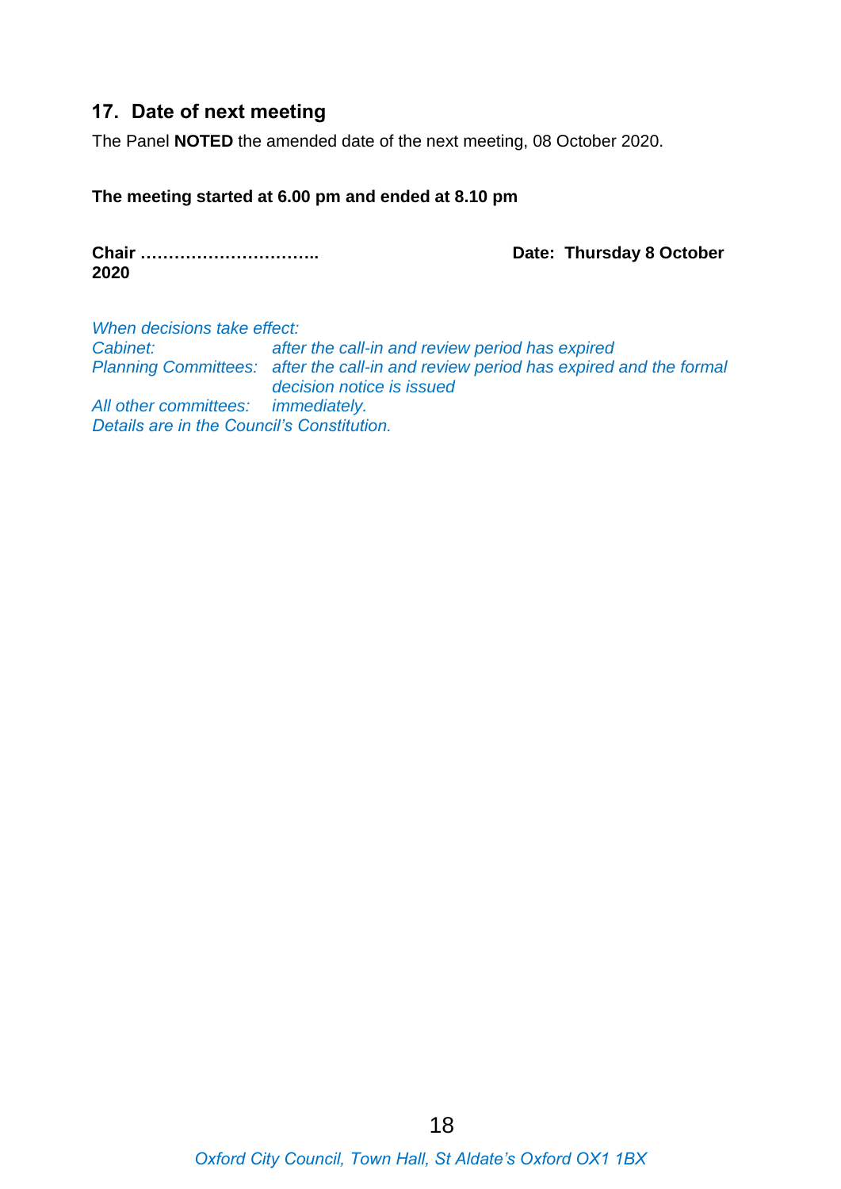## 17. Date of next meeting

The Panel **NOTED** the amended date of the next meeting, 08 October 2020.

**The meeting started at 6.00 pm and ended at 8.10 pm**

**Chair …………………………..** **Date: Thursday 8 October 2020**

*When decisions take effect:*
*Cabinet: after the call-in and review period has expired*
*Planning Committees: after the call-in and review period has expired and the formal decision notice is issued*
*All other committees: immediately.*
*Details are in the Council's Constitution.*